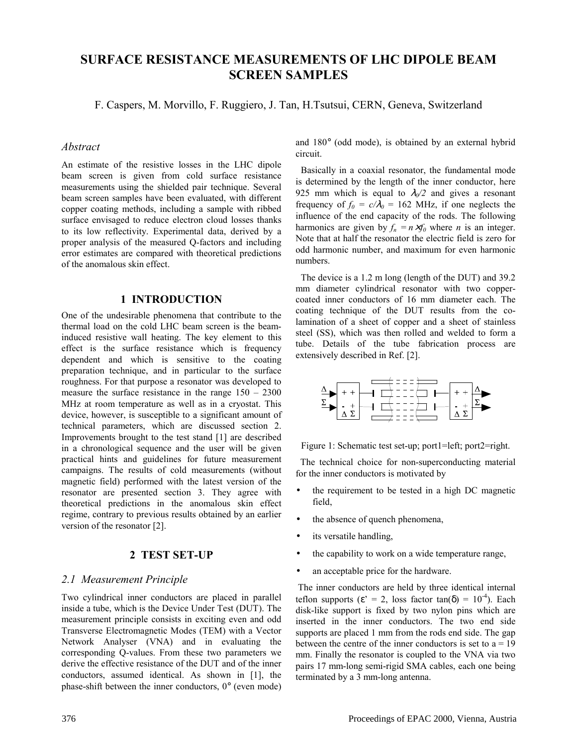# SURFACE RESISTANCE MEASUREMENTS OF LHC DIPOLE BEAM SCREEN SAMPLES

F. Caspers, M. Morvillo, F. Ruggiero, J. Tan, H.Tsutsui, CERN, Geneva, Switzerland

### *Abstract*

An estimate of the resistive losses in the LHC dipole beam screen is given from cold surface resistance measurements using the shielded pair technique. Several beam screen samples have been evaluated, with different copper coating methods, including a sample with ribbed surface envisaged to reduce electron cloud losses thanks to its low reflectivity. Experimental data, derived by a proper analysis of the measured Q-factors and including error estimates are compared with theoretical predictions of the anomalous skin effect.

## 1 INTRODUCTION

One of the undesirable phenomena that contribute to the thermal load on the cold LHC beam screen is the beam-induced resistive wall heating. The key element to this effect is the surface resistance which is frequency dependent and which is sensitive to the coating preparation technique, and in particular to the surface roughness. For that purpose a resonator was developed to measure the surface resistance in the range 150 – 2300 MHz at room temperature as well as in a cryostat. This device, however, is susceptible to a significant amount of technical parameters, which are discussed section 2. Improvements brought to the test stand [1] are described in a chronological sequence and the user will be given practical hints and guidelines for future measurement campaigns. The results of cold measurements (without magnetic field) performed with the latest version of the resonator are presented section 3. They agree with theoretical predictions in the anomalous skin effect regime, contrary to previous results obtained by an earlier version of the resonator [2].

## 2 TEST SET-UP

### *2.1 Measurement Principle*

Two cylindrical inner conductors are placed in parallel inside a tube, which is the Device Under Test (DUT). The measurement principle consists in exciting even and odd Transverse Electromagnetic Modes (TEM) with a Vector Network Analyser (VNA) and in evaluating the corresponding Q-values. From these two parameters we derive the effective resistance of the DUT and of the inner conductors, assumed identical. As shown in [1], the phase-shift between the inner conductors, 0° (even mode) and 180° (odd mode), is obtained by an external hybrid circuit.

Basically in a coaxial resonator, the fundamental mode is determined by the length of the inner conductor, here 925 mm which is equal to $\lambda_0/2$ and gives a resonant frequency of $f_0 = c/\lambda_0 = 162$ MHz, if one neglects the influence of the end capacity of the rods. The following harmonics are given by $f_n = n \times f_0$ where $n$ is an integer. Note that at half the resonator the electric field is zero for odd harmonic number, and maximum for even harmonic numbers.

The device is a 1.2 m long (length of the DUT) and 39.2 mm diameter cylindrical resonator with two copper-coated inner conductors of 16 mm diameter each. The coating technique of the DUT results from the co-lamination of a sheet of copper and a sheet of stainless steel (SS), which was then rolled and welded to form a tube. Details of the tube fabrication process are extensively described in Ref. [2].

Figure 1: Schematic test set-up; port1=left; port2=right.

The technical choice for non-superconducting material for the inner conductors is motivated by

- the requirement to be tested in a high DC magnetic field,
- the absence of quench phenomena,
- its versatile handling,
- the capability to work on a wide temperature range,
- an acceptable price for the hardware.

The inner conductors are held by three identical internal teflon supports ($\varepsilon' = 2$, loss factor $\tan(\delta) = 10^{-4}$). Each disk-like support is fixed by two nylon pins which are inserted in the inner conductors. The two end side supports are placed 1 mm from the rods end side. The gap between the centre of the inner conductors is set to a = 19 mm. Finally the resonator is coupled to the VNA via two pairs 17 mm-long semi-rigid SMA cables, each one being terminated by a 3 mm-long antenna.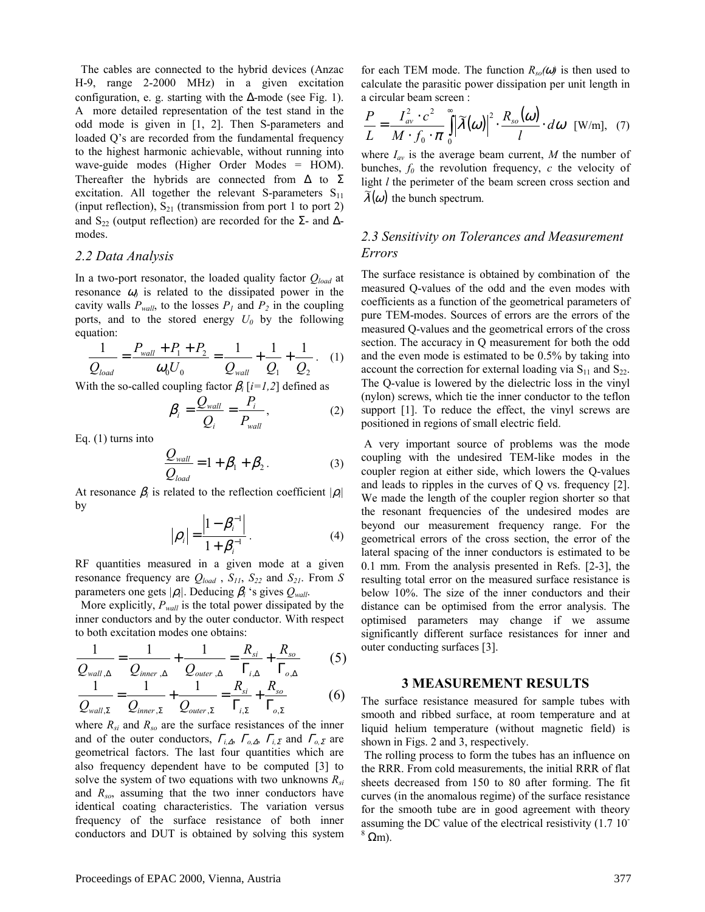The cables are connected to the hybrid devices (Anzac H-9, range 2-2000 MHz) in a given excitation configuration, e. g. starting with the Δ-mode (see Fig. 1). A more detailed representation of the test stand in the odd mode is given in [1, 2]. Then S-parameters and loaded Q's are recorded from the fundamental frequency to the highest harmonic achievable, without running into wave-guide modes (Higher Order Modes = HOM). Thereafter the hybrids are connected from Δ to Σ excitation. All together the relevant S-parameters $S_{11}$ (input reflection), $S_{21}$ (transmission from port 1 to port 2) and $S_{22}$ (output reflection) are recorded for the Σ- and Δ-modes.

### 2.2 Data Analysis

In a two-port resonator, the loaded quality factor $Q_{load}$ at resonance $\omega_0$ is related to the dissipated power in the cavity walls $P_{wall}$, to the losses $P_1$ and $P_2$ in the coupling ports, and to the stored energy $U_0$ by the following equation:

$$\frac{1}{Q_{load}} = \frac{P_{wall} + P_1 + P_2}{\omega_0 U_0} = \frac{1}{Q_{wall}} + \frac{1}{Q_1} + \frac{1}{Q_2}. \quad (1)$$

With the so-called coupling factor $\beta_i$ [$i=1,2$] defined as

$$\beta_i = \frac{Q_{wall}}{Q_i} = \frac{P_i}{P_{wall}}, \quad (2)$$

Eq. (1) turns into

$$\frac{Q_{wall}}{Q_{load}} = 1 + \beta_1 + \beta_2. \quad (3)$$

At resonance $\beta_i$ is related to the reflection coefficient $|\rho_i|$ by

$$|\rho_i| = \frac{\left|1 - \beta_i^{-1}\right|}{1 + \beta_i^{-1}}. \quad (4)$$

RF quantities measured in a given mode at a given resonance frequency are $Q_{load}$ , $S_{11}$, $S_{22}$ and $S_{21}$. From $S$ parameters one gets $|\rho_i|$. Deducing $\beta_i$ 's gives $Q_{wall}$.

More explicitly, $P_{wall}$ is the total power dissipated by the inner conductors and by the outer conductor. With respect to both excitation modes one obtains:

$$\frac{1}{Q_{wall,\Delta}} = \frac{1}{Q_{inner,\Delta}} + \frac{1}{Q_{outer,\Delta}} = \frac{R_{si}}{\Gamma_{i,\Delta}} + \frac{R_{so}}{\Gamma_{o,\Delta}} \quad (5)$$

$$\frac{1}{Q_{wall,\Sigma}} = \frac{1}{Q_{inner,\Sigma}} + \frac{1}{Q_{outer,\Sigma}} = \frac{R_{si}}{\Gamma_{i,\Sigma}} + \frac{R_{so}}{\Gamma_{o,\Sigma}} \quad (6)$$

where $R_{si}$ and $R_{so}$ are the surface resistances of the inner and of the outer conductors, $\Gamma_{i,\Delta}$, $\Gamma_{o,\Delta}$, $\Gamma_{i,\Sigma}$ and $\Gamma_{o,\Sigma}$ are geometrical factors. The last four quantities which are also frequency dependent have to be computed [3] to solve the system of two equations with two unknowns $R_{si}$ and $R_{so}$, assuming that the two inner conductors have identical coating characteristics. The variation versus frequency of the surface resistance of both inner conductors and DUT is obtained by solving this system for each TEM mode. The function $R_{so}(\omega)$ is then used to calculate the parasitic power dissipation per unit length in a circular beam screen :

$$\frac{P}{L} = \frac{I_{av}^2 \cdot c^2}{M \cdot f_0 \cdot \pi} \int_0^\infty \left|\tilde{\lambda}(\omega)\right|^2 \cdot \frac{R_{so}(\omega)}{l} \cdot d\omega \;\; \text{[W/m]}, \quad (7)$$

where $I_{av}$ is the average beam current, $M$ the number of bunches, $f_0$ the revolution frequency, $c$ the velocity of light $l$ the perimeter of the beam screen cross section and $\tilde{\lambda}(\omega)$ the bunch spectrum.

### 2.3 Sensitivity on Tolerances and Measurement Errors

The surface resistance is obtained by combination of the measured Q-values of the odd and the even modes with coefficients as a function of the geometrical parameters of pure TEM-modes. Sources of errors are the errors of the measured Q-values and the geometrical errors of the cross section. The accuracy in Q measurement for both the odd and the even mode is estimated to be 0.5% by taking into account the correction for external loading via $S_{11}$ and $S_{22}$. The Q-value is lowered by the dielectric loss in the vinyl (nylon) screws, which tie the inner conductor to the teflon support [1]. To reduce the effect, the vinyl screws are positioned in regions of small electric field.

A very important source of problems was the mode coupling with the undesired TEM-like modes in the coupler region at either side, which lowers the Q-values and leads to ripples in the curves of Q vs. frequency [2]. We made the length of the coupler region shorter so that the resonant frequencies of the undesired modes are beyond our measurement frequency range. For the geometrical errors of the cross section, the error of the lateral spacing of the inner conductors is estimated to be 0.1 mm. From the analysis presented in Refs. [2-3], the resulting total error on the measured surface resistance is below 10%. The size of the inner conductors and their distance can be optimised from the error analysis. The optimised parameters may change if we assume significantly different surface resistances for inner and outer conducting surfaces [3].

## 3 MEASUREMENT RESULTS

The surface resistance measured for sample tubes with smooth and ribbed surface, at room temperature and at liquid helium temperature (without magnetic field) is shown in Figs. 2 and 3, respectively.

The rolling process to form the tubes has an influence on the RRR. From cold measurements, the initial RRR of flat sheets decreased from 150 to 80 after forming. The fit curves (in the anomalous regime) of the surface resistance for the smooth tube are in good agreement with theory assuming the DC value of the electrical resistivity ($1.7\ 10^{-8}$ Ωm).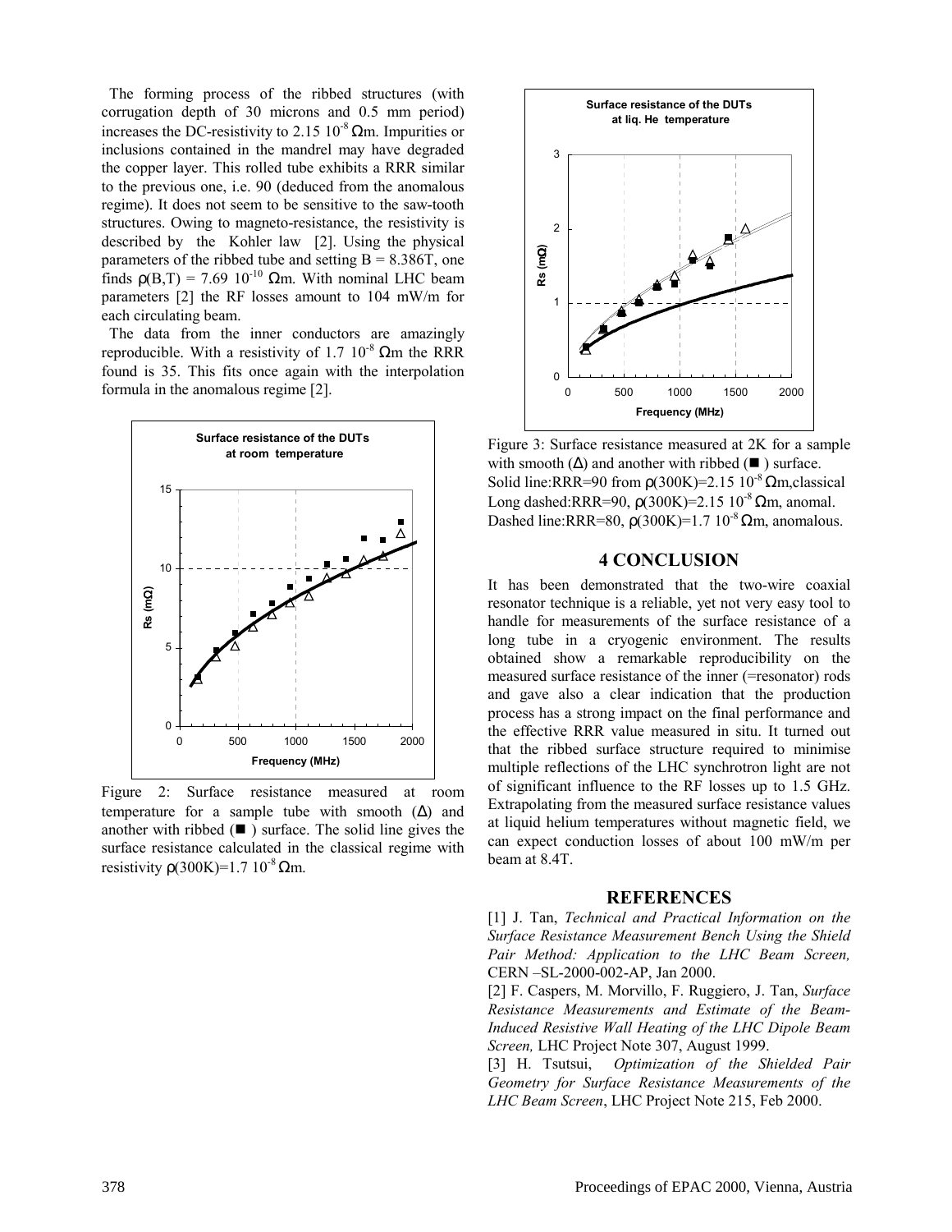The forming process of the ribbed structures (with corrugation depth of 30 microns and 0.5 mm period) increases the DC-resistivity to 2.15 $10^{-8}$ Ωm. Impurities or inclusions contained in the mandrel may have degraded the copper layer. This rolled tube exhibits a RRR similar to the previous one, i.e. 90 (deduced from the anomalous regime). It does not seem to be sensitive to the saw-tooth structures. Owing to magneto-resistance, the resistivity is described by the Kohler law [2]. Using the physical parameters of the ribbed tube and setting B = 8.386T, one finds $\rho$(B,T) = 7.69 $10^{-10}$ Ωm. With nominal LHC beam parameters [2] the RF losses amount to 104 mW/m for each circulating beam.

The data from the inner conductors are amazingly reproducible. With a resistivity of 1.7 $10^{-8}$ Ωm the RRR found is 35. This fits once again with the interpolation formula in the anomalous regime [2].

Surface resistance of the DUTs
at room temperature

Rs (mΩ)

15
10
5
0

0 500 1000 1500 2000

Frequency (MHz)

Figure 2: Surface resistance measured at room temperature for a sample tube with smooth (Δ) and another with ribbed (■) surface. The solid line gives the surface resistance calculated in the classical regime with resistivity $\rho$(300K)=1.7 $10^{-8}$ Ωm.

Surface resistance of the DUTs
at liq. He temperature

Rs (mΩ)

3
2
1
0

0 500 1000 1500 2000

Frequency (MHz)

Figure 3: Surface resistance measured at 2K for a sample with smooth (Δ) and another with ribbed (■) surface.
Solid line:RRR=90 from $\rho$(300K)=2.15 $10^{-8}$ Ωm,classical
Long dashed:RRR=90, $\rho$(300K)=2.15 $10^{-8}$ Ωm, anomal.
Dashed line:RRR=80, $\rho$(300K)=1.7 $10^{-8}$ Ωm, anomalous.

## 4 CONCLUSION

It has been demonstrated that the two-wire coaxial resonator technique is a reliable, yet not very easy tool to handle for measurements of the surface resistance of a long tube in a cryogenic environment. The results obtained show a remarkable reproducibility on the measured surface resistance of the inner (=resonator) rods and gave also a clear indication that the production process has a strong impact on the final performance and the effective RRR value measured in situ. It turned out that the ribbed surface structure required to minimise multiple reflections of the LHC synchrotron light are not of significant influence to the RF losses up to 1.5 GHz. Extrapolating from the measured surface resistance values at liquid helium temperatures without magnetic field, we can expect conduction losses of about 100 mW/m per beam at 8.4T.

## REFERENCES

[1] J. Tan, *Technical and Practical Information on the Surface Resistance Measurement Bench Using the Shield Pair Method: Application to the LHC Beam Screen,* CERN –SL-2000-002-AP, Jan 2000.

[2] F. Caspers, M. Morvillo, F. Ruggiero, J. Tan, *Surface Resistance Measurements and Estimate of the Beam-Induced Resistive Wall Heating of the LHC Dipole Beam Screen,* LHC Project Note 307, August 1999.

[3] H. Tsutsui, *Optimization of the Shielded Pair Geometry for Surface Resistance Measurements of the LHC Beam Screen*, LHC Project Note 215, Feb 2000.